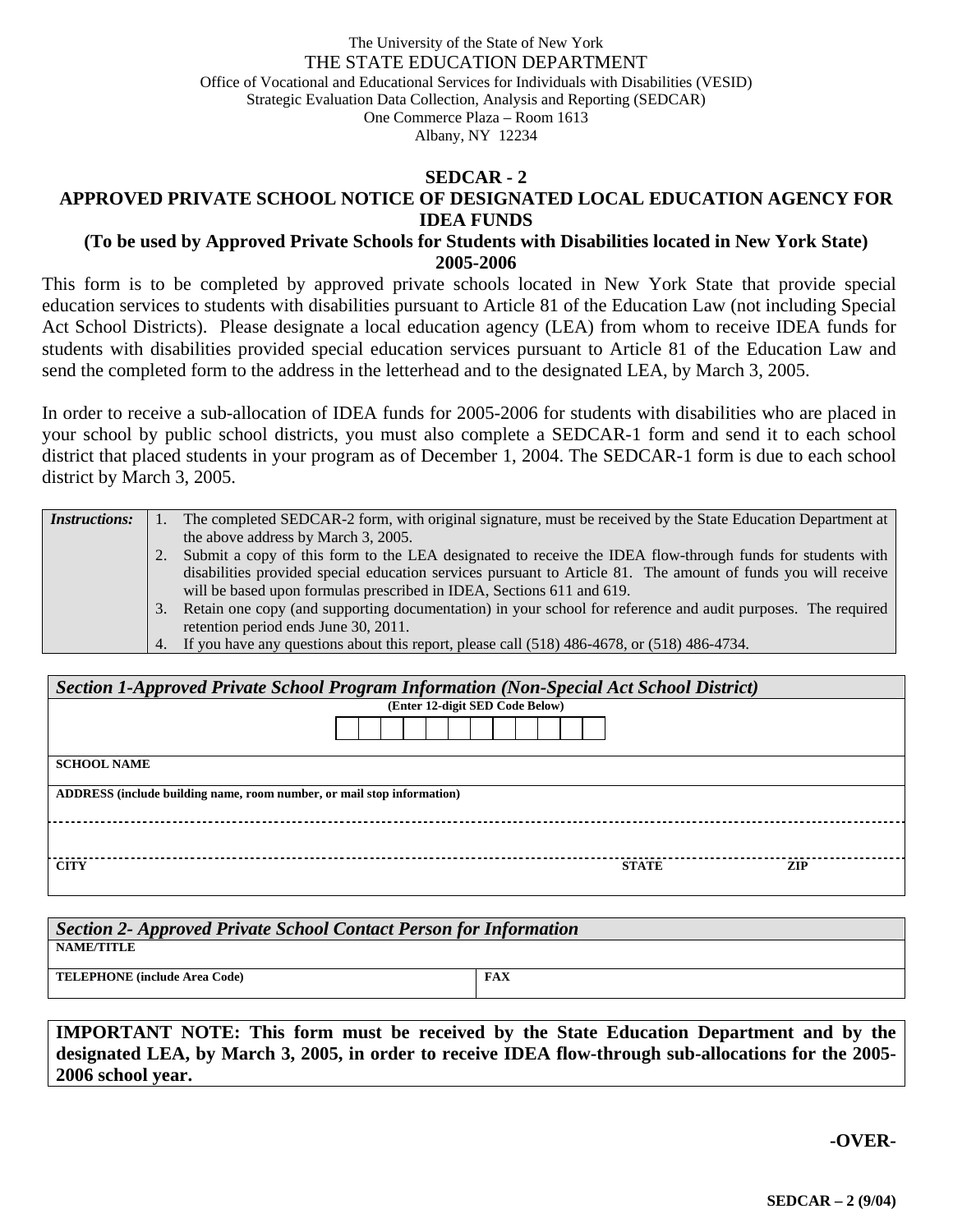The University of the State of New York
THE STATE EDUCATION DEPARTMENT
Office of Vocational and Educational Services for Individuals with Disabilities (VESID)
Strategic Evaluation Data Collection, Analysis and Reporting (SEDCAR)
One Commerce Plaza – Room 1613
Albany, NY 12234

# SEDCAR - 2

## APPROVED PRIVATE SCHOOL NOTICE OF DESIGNATED LOCAL EDUCATION AGENCY FOR IDEA FUNDS

### (To be used by Approved Private Schools for Students with Disabilities located in New York State) 2005-2006

This form is to be completed by approved private schools located in New York State that provide special education services to students with disabilities pursuant to Article 81 of the Education Law (not including Special Act School Districts). Please designate a local education agency (LEA) from whom to receive IDEA funds for students with disabilities provided special education services pursuant to Article 81 of the Education Law and send the completed form to the address in the letterhead and to the designated LEA, by March 3, 2005.

In order to receive a sub-allocation of IDEA funds for 2005-2006 for students with disabilities who are placed in your school by public school districts, you must also complete a SEDCAR-1 form and send it to each school district that placed students in your program as of December 1, 2004. The SEDCAR-1 form is due to each school district by March 3, 2005.

| *Instructions:* | |
|---|---|
| | 1. The completed SEDCAR-2 form, with original signature, must be received by the State Education Department at the above address by March 3, 2005.<br>2. Submit a copy of this form to the LEA designated to receive the IDEA flow-through funds for students with disabilities provided special education services pursuant to Article 81. The amount of funds you will receive will be based upon formulas prescribed in IDEA, Sections 611 and 619.<br>3. Retain one copy (and supporting documentation) in your school for reference and audit purposes. The required retention period ends June 30, 2011.<br>4. If you have any questions about this report, please call (518) 486-4678, or (518) 486-4734. |

| *Section 1-Approved Private School Program Information (Non-Special Act School District)* | | |
|---|---|---|
| **(Enter 12-digit SED Code Below)** | | |
| **SCHOOL NAME** | | |
| **ADDRESS (include building name, room number, or mail stop information)** | | |
| | | |
| **CITY** | **STATE** | **ZIP** |

| *Section 2- Approved Private School Contact Person for Information* | |
|---|---|
| **NAME/TITLE** | |
| **TELEPHONE (include Area Code)** | **FAX** |

**IMPORTANT NOTE: This form must be received by the State Education Department and by the designated LEA, by March 3, 2005, in order to receive IDEA flow-through sub-allocations for the 2005-2006 school year.**

**-OVER-**

**SEDCAR – 2 (9/04)**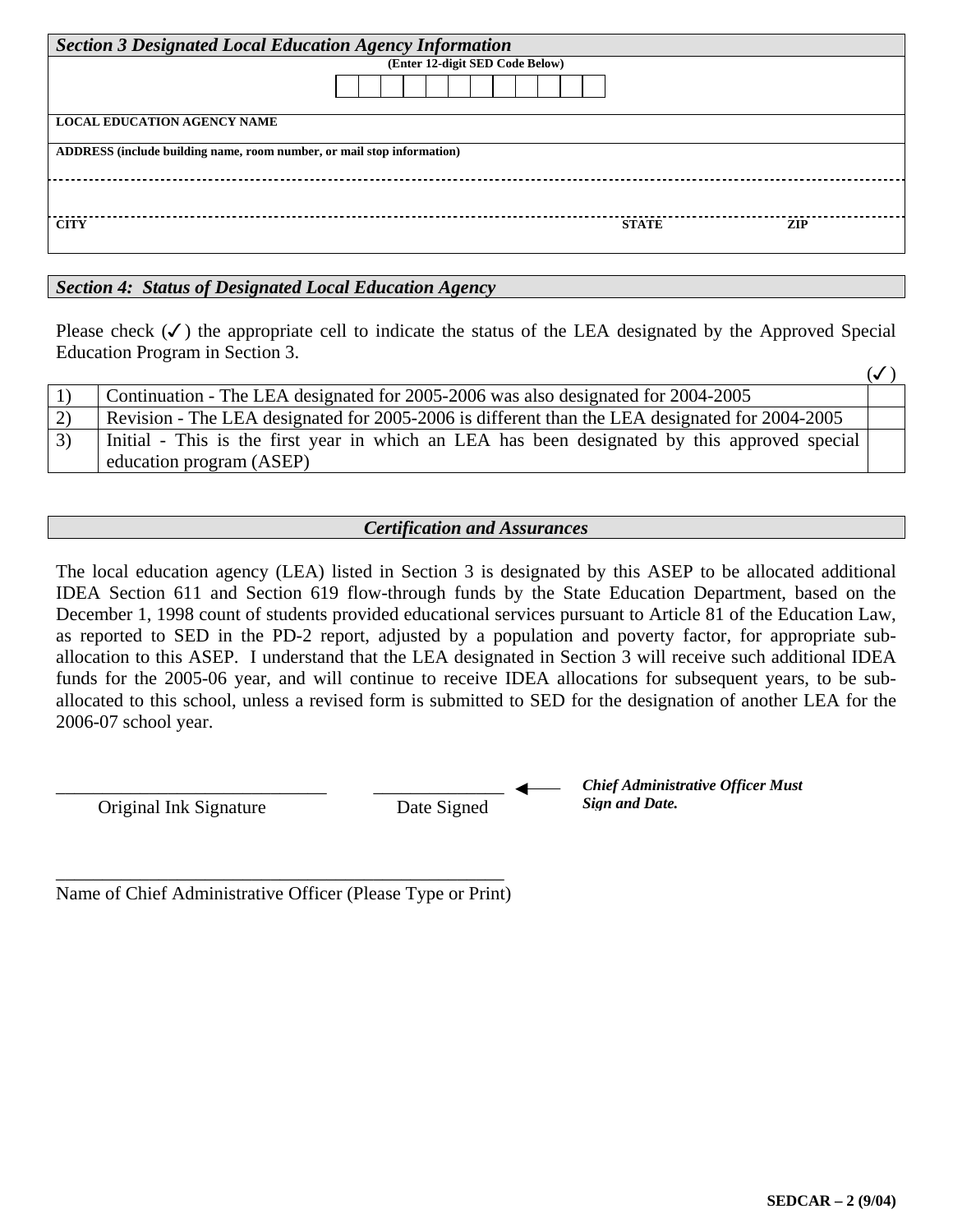## *Section 3 Designated Local Education Agency Information*

**(Enter 12-digit SED Code Below)**

| | | | | | | | | | | | |
|---|---|---|---|---|---|---|---|---|---|---|---|
| | | | | | | | | | | | |

**LOCAL EDUCATION AGENCY NAME**

**ADDRESS (include building name, room number, or mail stop information)**

**CITY** **STATE** **ZIP**

## *Section 4: Status of Designated Local Education Agency*

Please check (✓) the appropriate cell to indicate the status of the LEA designated by the Approved Special Education Program in Section 3.

| | | (✓) |
|---|---|---|
| 1) | Continuation - The LEA designated for 2005-2006 was also designated for 2004-2005 | |
| 2) | Revision - The LEA designated for 2005-2006 is different than the LEA designated for 2004-2005 | |
| 3) | Initial - This is the first year in which an LEA has been designated by this approved special education program (ASEP) | |

## *Certification and Assurances*

The local education agency (LEA) listed in Section 3 is designated by this ASEP to be allocated additional IDEA Section 611 and Section 619 flow-through funds by the State Education Department, based on the December 1, 1998 count of students provided educational services pursuant to Article 81 of the Education Law, as reported to SED in the PD-2 report, adjusted by a population and poverty factor, for appropriate sub-allocation to this ASEP. I understand that the LEA designated in Section 3 will receive such additional IDEA funds for the 2005-06 year, and will continue to receive IDEA allocations for subsequent years, to be sub-allocated to this school, unless a revised form is submitted to SED for the designation of another LEA for the 2006-07 school year.

______________________________ ______________ ← ***Chief Administrative Officer Must Sign and Date.***

Original Ink Signature Date Signed

_________________________________________________

Name of Chief Administrative Officer (Please Type or Print)

**SEDCAR – 2 (9/04)**